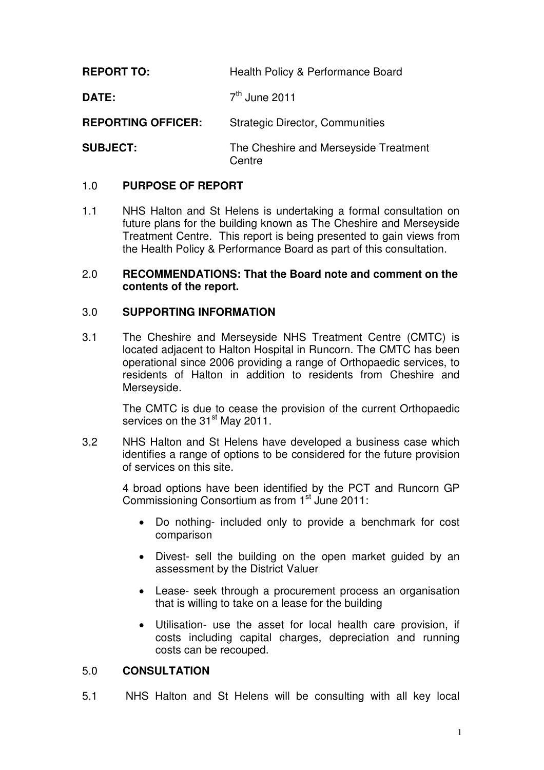**REPORT TO:** Health Policy & Performance Board

**DATE:** 7th June 2011

**REPORTING OFFICER:** Strategic Director, Communities

**SUBJECT:** The Cheshire and Merseyside Treatment Centre

## 1.0 PURPOSE OF REPORT

1.1 NHS Halton and St Helens is undertaking a formal consultation on future plans for the building known as The Cheshire and Merseyside Treatment Centre. This report is being presented to gain views from the Health Policy & Performance Board as part of this consultation.

## 2.0 RECOMMENDATIONS: That the Board note and comment on the contents of the report.

## 3.0 SUPPORTING INFORMATION

3.1 The Cheshire and Merseyside NHS Treatment Centre (CMTC) is located adjacent to Halton Hospital in Runcorn. The CMTC has been operational since 2006 providing a range of Orthopaedic services, to residents of Halton in addition to residents from Cheshire and Merseyside.

The CMTC is due to cease the provision of the current Orthopaedic services on the 31st May 2011.

3.2 NHS Halton and St Helens have developed a business case which identifies a range of options to be considered for the future provision of services on this site.

4 broad options have been identified by the PCT and Runcorn GP Commissioning Consortium as from 1st June 2011:

- Do nothing- included only to provide a benchmark for cost comparison
- Divest- sell the building on the open market guided by an assessment by the District Valuer
- Lease- seek through a procurement process an organisation that is willing to take on a lease for the building
- Utilisation- use the asset for local health care provision, if costs including capital charges, depreciation and running costs can be recouped.

## 5.0 CONSULTATION

5.1 NHS Halton and St Helens will be consulting with all key local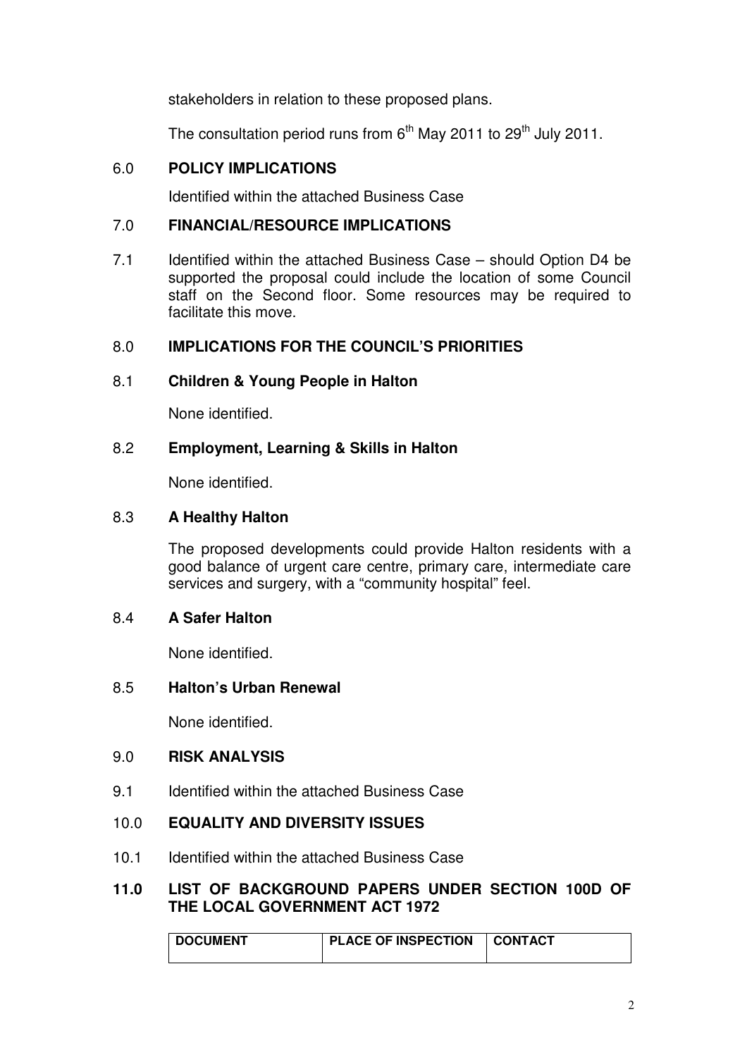stakeholders in relation to these proposed plans.

The consultation period runs from 6th May 2011 to 29th July 2011.

## 6.0 POLICY IMPLICATIONS

Identified within the attached Business Case

## 7.0 FINANCIAL/RESOURCE IMPLICATIONS

7.1 Identified within the attached Business Case – should Option D4 be supported the proposal could include the location of some Council staff on the Second floor. Some resources may be required to facilitate this move.

## 8.0 IMPLICATIONS FOR THE COUNCIL'S PRIORITIES

### 8.1 Children & Young People in Halton

None identified.

### 8.2 Employment, Learning & Skills in Halton

None identified.

### 8.3 A Healthy Halton

The proposed developments could provide Halton residents with a good balance of urgent care centre, primary care, intermediate care services and surgery, with a "community hospital" feel.

### 8.4 A Safer Halton

None identified.

### 8.5 Halton's Urban Renewal

None identified.

## 9.0 RISK ANALYSIS

9.1 Identified within the attached Business Case

## 10.0 EQUALITY AND DIVERSITY ISSUES

10.1 Identified within the attached Business Case

## 11.0 LIST OF BACKGROUND PAPERS UNDER SECTION 100D OF THE LOCAL GOVERNMENT ACT 1972

| DOCUMENT | PLACE OF INSPECTION | CONTACT |
| --- | --- | --- |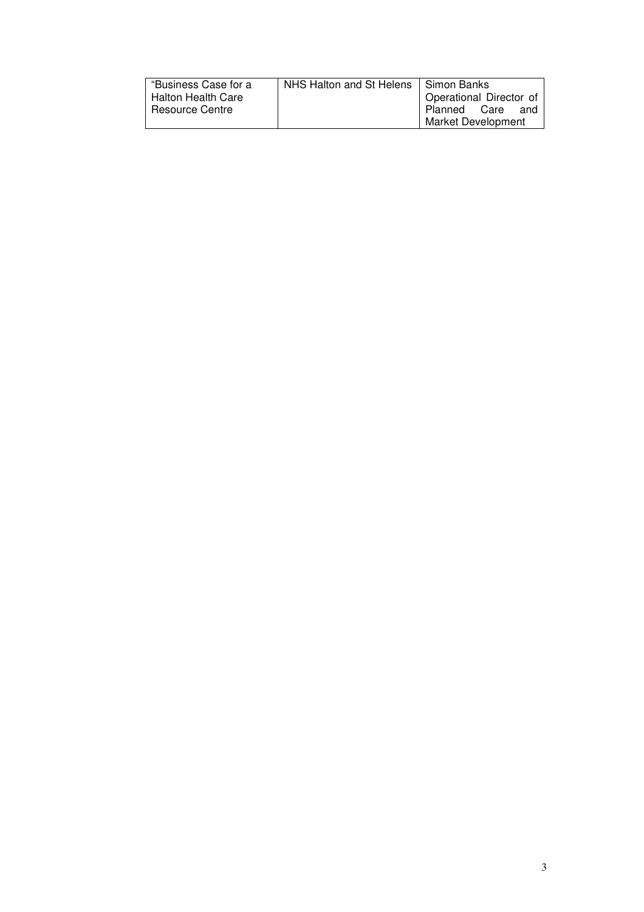| | | |
|---|---|---|
| "Business Case for a Halton Health Care Resource Centre | NHS Halton and St Helens | Simon Banks Operational Director of Planned Care and Market Development |